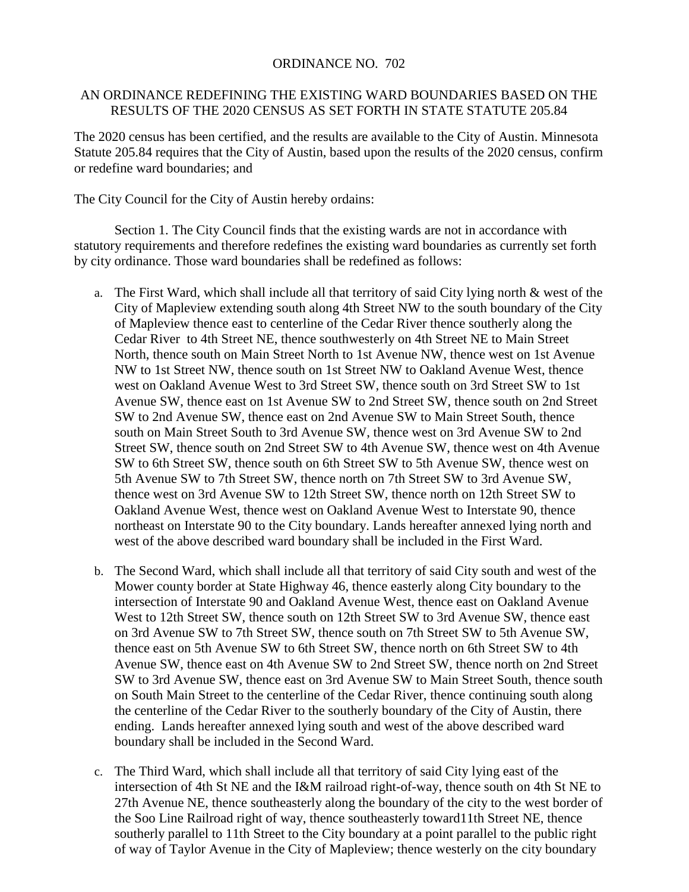ORDINANCE NO. 702

AN ORDINANCE REDEFINING THE EXISTING WARD BOUNDARIES BASED ON THE RESULTS OF THE 2020 CENSUS AS SET FORTH IN STATE STATUTE 205.84

The 2020 census has been certified, and the results are available to the City of Austin. Minnesota Statute 205.84 requires that the City of Austin, based upon the results of the 2020 census, confirm or redefine ward boundaries; and

The City Council for the City of Austin hereby ordains:

Section 1. The City Council finds that the existing wards are not in accordance with statutory requirements and therefore redefines the existing ward boundaries as currently set forth by city ordinance. Those ward boundaries shall be redefined as follows:

a. The First Ward, which shall include all that territory of said City lying north & west of the City of Mapleview extending south along 4th Street NW to the south boundary of the City of Mapleview thence east to centerline of the Cedar River thence southerly along the Cedar River to 4th Street NE, thence southwesterly on 4th Street NE to Main Street North, thence south on Main Street North to 1st Avenue NW, thence west on 1st Avenue NW to 1st Street NW, thence south on 1st Street NW to Oakland Avenue West, thence west on Oakland Avenue West to 3rd Street SW, thence south on 3rd Street SW to 1st Avenue SW, thence east on 1st Avenue SW to 2nd Street SW, thence south on 2nd Street SW to 2nd Avenue SW, thence east on 2nd Avenue SW to Main Street South, thence south on Main Street South to 3rd Avenue SW, thence west on 3rd Avenue SW to 2nd Street SW, thence south on 2nd Street SW to 4th Avenue SW, thence west on 4th Avenue SW to 6th Street SW, thence south on 6th Street SW to 5th Avenue SW, thence west on 5th Avenue SW to 7th Street SW, thence north on 7th Street SW to 3rd Avenue SW, thence west on 3rd Avenue SW to 12th Street SW, thence north on 12th Street SW to Oakland Avenue West, thence west on Oakland Avenue West to Interstate 90, thence northeast on Interstate 90 to the City boundary. Lands hereafter annexed lying north and west of the above described ward boundary shall be included in the First Ward.

b. The Second Ward, which shall include all that territory of said City south and west of the Mower county border at State Highway 46, thence easterly along City boundary to the intersection of Interstate 90 and Oakland Avenue West, thence east on Oakland Avenue West to 12th Street SW, thence south on 12th Street SW to 3rd Avenue SW, thence east on 3rd Avenue SW to 7th Street SW, thence south on 7th Street SW to 5th Avenue SW, thence east on 5th Avenue SW to 6th Street SW, thence north on 6th Street SW to 4th Avenue SW, thence east on 4th Avenue SW to 2nd Street SW, thence north on 2nd Street SW to 3rd Avenue SW, thence east on 3rd Avenue SW to Main Street South, thence south on South Main Street to the centerline of the Cedar River, thence continuing south along the centerline of the Cedar River to the southerly boundary of the City of Austin, there ending. Lands hereafter annexed lying south and west of the above described ward boundary shall be included in the Second Ward.

c. The Third Ward, which shall include all that territory of said City lying east of the intersection of 4th St NE and the I&M railroad right-of-way, thence south on 4th St NE to 27th Avenue NE, thence southeasterly along the boundary of the city to the west border of the Soo Line Railroad right of way, thence southeasterly toward11th Street NE, thence southerly parallel to 11th Street to the City boundary at a point parallel to the public right of way of Taylor Avenue in the City of Mapleview; thence westerly on the city boundary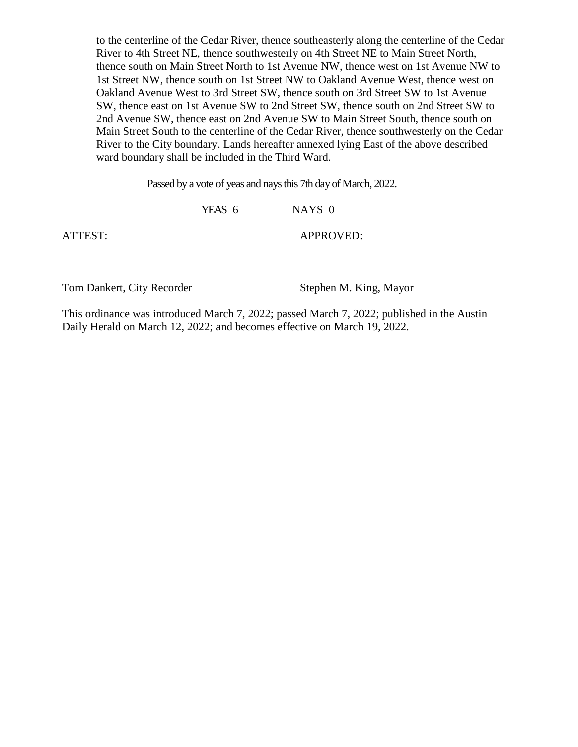to the centerline of the Cedar River, thence southeasterly along the centerline of the Cedar River to 4th Street NE, thence southwesterly on 4th Street NE to Main Street North, thence south on Main Street North to 1st Avenue NW, thence west on 1st Avenue NW to 1st Street NW, thence south on 1st Street NW to Oakland Avenue West, thence west on Oakland Avenue West to 3rd Street SW, thence south on 3rd Street SW to 1st Avenue SW, thence east on 1st Avenue SW to 2nd Street SW, thence south on 2nd Street SW to 2nd Avenue SW, thence east on 2nd Avenue SW to Main Street South, thence south on Main Street South to the centerline of the Cedar River, thence southwesterly on the Cedar River to the City boundary. Lands hereafter annexed lying East of the above described ward boundary shall be included in the Third Ward.

Passed by a vote of yeas and nays this 7th day of March, 2022.

YEAS 6 NAYS 0

ATTEST: APPROVED:

Tom Dankert, City Recorder

Stephen M. King, Mayor

This ordinance was introduced March 7, 2022; passed March 7, 2022; published in the Austin Daily Herald on March 12, 2022; and becomes effective on March 19, 2022.